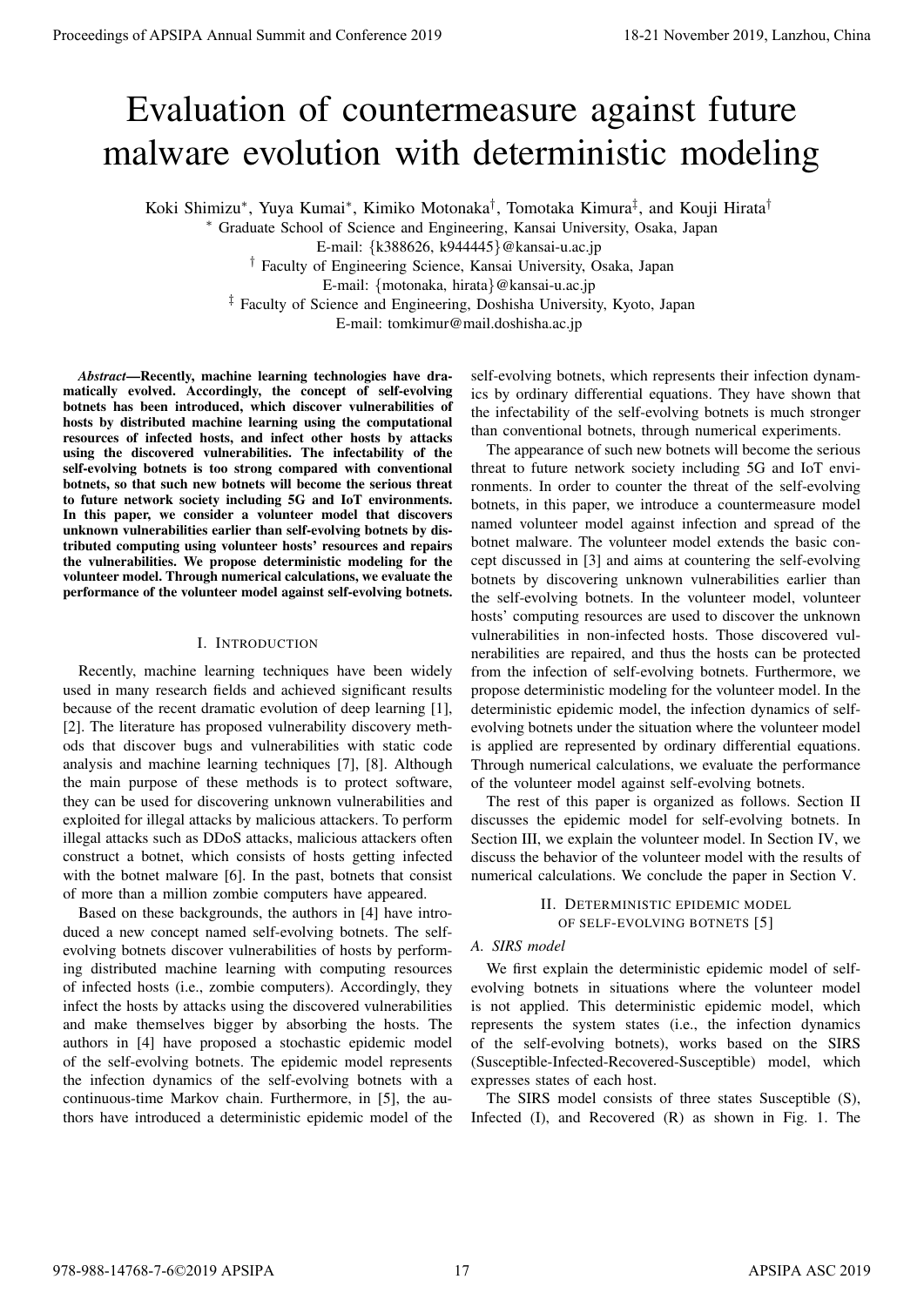# Evaluation of countermeasure against future malware evolution with deterministic modeling

Koki Shimizu*, Yuya Kumai*, Kimiko Motonaka†, Tomotaka Kimura‡, and Kouji Hirata†

\* Graduate School of Science and Engineering, Kansai University, Osaka, Japan
E-mail: {k388626, k944445}@kansai-u.ac.jp

† Faculty of Engineering Science, Kansai University, Osaka, Japan
E-mail: {motonaka, hirata}@kansai-u.ac.jp

‡ Faculty of Science and Engineering, Doshisha University, Kyoto, Japan
E-mail: tomkimur@mail.doshisha.ac.jp

***Abstract*—Recently, machine learning technologies have dramatically evolved. Accordingly, the concept of self-evolving botnets has been introduced, which discover vulnerabilities of hosts by distributed machine learning using the computational resources of infected hosts, and infect other hosts by attacks using the discovered vulnerabilities. The infectability of the self-evolving botnets is too strong compared with conventional botnets, so that such new botnets will become the serious threat to future network society including 5G and IoT environments. In this paper, we consider a volunteer model that discovers unknown vulnerabilities earlier than self-evolving botnets by distributed computing using volunteer hosts' resources and repairs the vulnerabilities. We propose deterministic modeling for the volunteer model. Through numerical calculations, we evaluate the performance of the volunteer model against self-evolving botnets.**

## I. Introduction

Recently, machine learning techniques have been widely used in many research fields and achieved significant results because of the recent dramatic evolution of deep learning [1], [2]. The literature has proposed vulnerability discovery methods that discover bugs and vulnerabilities with static code analysis and machine learning techniques [7], [8]. Although the main purpose of these methods is to protect software, they can be used for discovering unknown vulnerabilities and exploited for illegal attacks by malicious attackers. To perform illegal attacks such as DDoS attacks, malicious attackers often construct a botnet, which consists of hosts getting infected with the botnet malware [6]. In the past, botnets that consist of more than a million zombie computers have appeared.

Based on these backgrounds, the authors in [4] have introduced a new concept named self-evolving botnets. The self-evolving botnets discover vulnerabilities of hosts by performing distributed machine learning with computing resources of infected hosts (i.e., zombie computers). Accordingly, they infect the hosts by attacks using the discovered vulnerabilities and make themselves bigger by absorbing the hosts. The authors in [4] have proposed a stochastic epidemic model of the self-evolving botnets. The epidemic model represents the infection dynamics of the self-evolving botnets with a continuous-time Markov chain. Furthermore, in [5], the authors have introduced a deterministic epidemic model of the self-evolving botnets, which represents their infection dynamics by ordinary differential equations. They have shown that the infectability of the self-evolving botnets is much stronger than conventional botnets, through numerical experiments.

The appearance of such new botnets will become the serious threat to future network society including 5G and IoT environments. In order to counter the threat of the self-evolving botnets, in this paper, we introduce a countermeasure model named volunteer model against infection and spread of the botnet malware. The volunteer model extends the basic concept discussed in [3] and aims at countering the self-evolving botnets by discovering unknown vulnerabilities earlier than the self-evolving botnets. In the volunteer model, volunteer hosts' computing resources are used to discover the unknown vulnerabilities in non-infected hosts. Those discovered vulnerabilities are repaired, and thus the hosts can be protected from the infection of self-evolving botnets. Furthermore, we propose deterministic modeling for the volunteer model. In the deterministic epidemic model, the infection dynamics of self-evolving botnets under the situation where the volunteer model is applied are represented by ordinary differential equations. Through numerical calculations, we evaluate the performance of the volunteer model against self-evolving botnets.

The rest of this paper is organized as follows. Section II discusses the epidemic model for self-evolving botnets. In Section III, we explain the volunteer model. In Section IV, we discuss the behavior of the volunteer model with the results of numerical calculations. We conclude the paper in Section V.

## II. Deterministic epidemic model of self-evolving botnets [5]

### A. SIRS model

We first explain the deterministic epidemic model of self-evolving botnets in situations where the volunteer model is not applied. This deterministic epidemic model, which represents the system states (i.e., the infection dynamics of the self-evolving botnets), works based on the SIRS (Susceptible-Infected-Recovered-Susceptible) model, which expresses states of each host.

The SIRS model consists of three states Susceptible (S), Infected (I), and Recovered (R) as shown in Fig. 1. The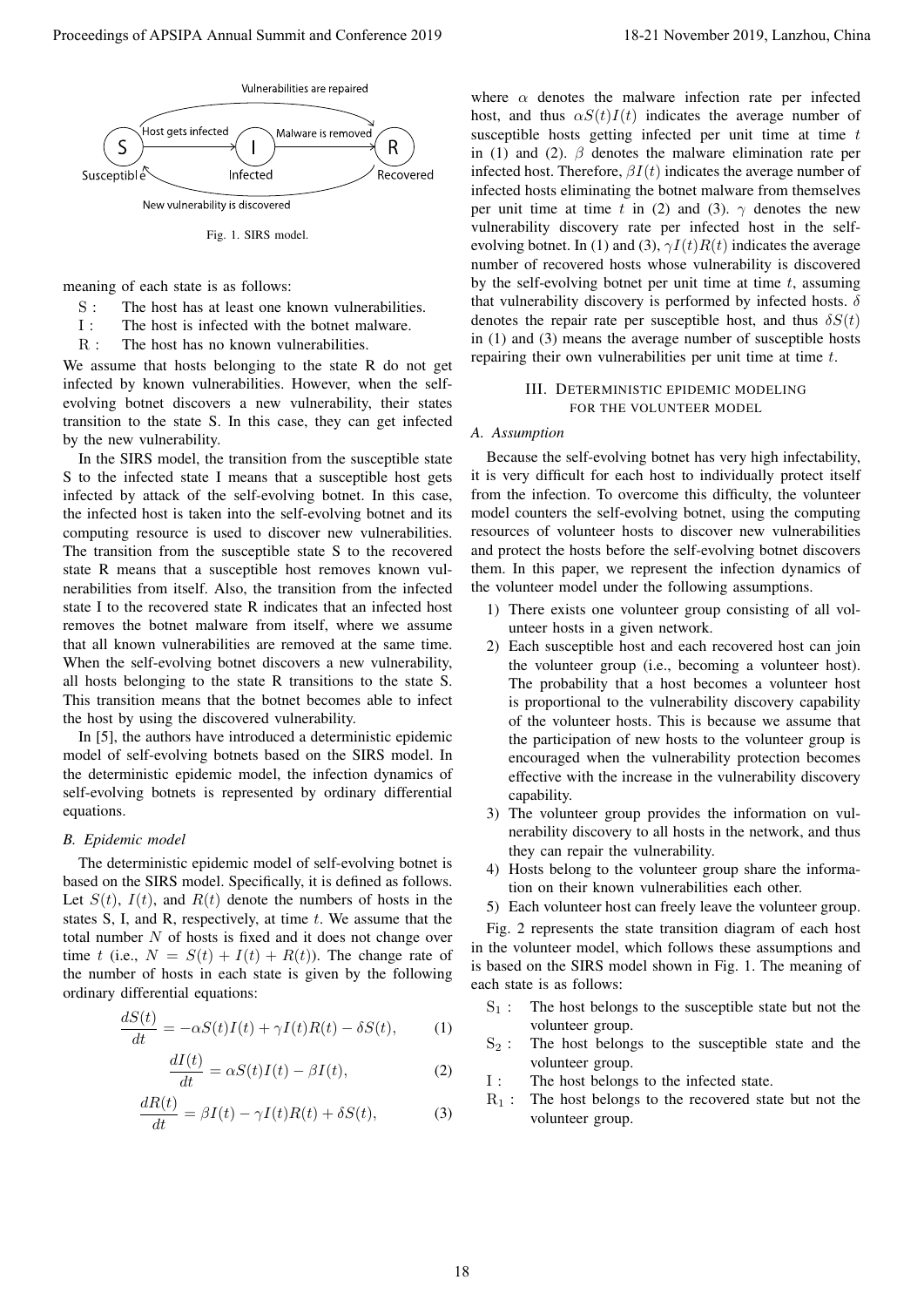Fig. 1. SIRS model.

meaning of each state is as follows:

- S : The host has at least one known vulnerabilities.
- I : The host is infected with the botnet malware.
- R : The host has no known vulnerabilities.

We assume that hosts belonging to the state R do not get infected by known vulnerabilities. However, when the self-evolving botnet discovers a new vulnerability, their states transition to the state S. In this case, they can get infected by the new vulnerability.

In the SIRS model, the transition from the susceptible state S to the infected state I means that a susceptible host gets infected by attack of the self-evolving botnet. In this case, the infected host is taken into the self-evolving botnet and its computing resource is used to discover new vulnerabilities. The transition from the susceptible state S to the recovered state R means that a susceptible host removes known vulnerabilities from itself. Also, the transition from the infected state I to the recovered state R indicates that an infected host removes the botnet malware from itself, where we assume that all known vulnerabilities are removed at the same time. When the self-evolving botnet discovers a new vulnerability, all hosts belonging to the state R transitions to the state S. This transition means that the botnet becomes able to infect the host by using the discovered vulnerability.

In [5], the authors have introduced a deterministic epidemic model of self-evolving botnets based on the SIRS model. In the deterministic epidemic model, the infection dynamics of self-evolving botnets is represented by ordinary differential equations.

### *B. Epidemic model*

The deterministic epidemic model of self-evolving botnet is based on the SIRS model. Specifically, it is defined as follows. Let $S(t)$, $I(t)$, and $R(t)$ denote the numbers of hosts in the states S, I, and R, respectively, at time $t$. We assume that the total number $N$ of hosts is fixed and it does not change over time $t$ (i.e., $N = S(t) + I(t) + R(t)$). The change rate of the number of hosts in each state is given by the following ordinary differential equations:

$$\frac{dS(t)}{dt} = -\alpha S(t)I(t) + \gamma I(t)R(t) - \delta S(t), \tag{1}$$

$$\frac{dI(t)}{dt} = \alpha S(t)I(t) - \beta I(t), \tag{2}$$

$$\frac{dR(t)}{dt} = \beta I(t) - \gamma I(t)R(t) + \delta S(t), \tag{3}$$

where $\alpha$ denotes the malware infection rate per infected host, and thus $\alpha S(t)I(t)$ indicates the average number of susceptible hosts getting infected per unit time at time $t$ in (1) and (2). $\beta$ denotes the malware elimination rate per infected host. Therefore, $\beta I(t)$ indicates the average number of infected hosts eliminating the botnet malware from themselves per unit time at time $t$ in (2) and (3). $\gamma$ denotes the new vulnerability discovery rate per infected host in the self-evolving botnet. In (1) and (3), $\gamma I(t)R(t)$ indicates the average number of recovered hosts whose vulnerability is discovered by the self-evolving botnet per unit time at time $t$, assuming that vulnerability discovery is performed by infected hosts. $\delta$ denotes the repair rate per susceptible host, and thus $\delta S(t)$ in (1) and (3) means the average number of susceptible hosts repairing their own vulnerabilities per unit time at time $t$.

## III. Deterministic epidemic modeling for the volunteer model

### *A. Assumption*

Because the self-evolving botnet has very high infectability, it is very difficult for each host to individually protect itself from the infection. To overcome this difficulty, the volunteer model counters the self-evolving botnet, using the computing resources of volunteer hosts to discover new vulnerabilities and protect the hosts before the self-evolving botnet discovers them. In this paper, we represent the infection dynamics of the volunteer model under the following assumptions.

1) There exists one volunteer group consisting of all volunteer hosts in a given network.
2) Each susceptible host and each recovered host can join the volunteer group (i.e., becoming a volunteer host). The probability that a host becomes a volunteer host is proportional to the vulnerability discovery capability of the volunteer hosts. This is because we assume that the participation of new hosts to the volunteer group is encouraged when the vulnerability protection becomes effective with the increase in the vulnerability discovery capability.
3) The volunteer group provides the information on vulnerability discovery to all hosts in the network, and thus they can repair the vulnerability.
4) Hosts belong to the volunteer group share the information on their known vulnerabilities each other.
5) Each volunteer host can freely leave the volunteer group.

Fig. 2 represents the state transition diagram of each host in the volunteer model, which follows these assumptions and is based on the SIRS model shown in Fig. 1. The meaning of each state is as follows:

- $S_1$ : The host belongs to the susceptible state but not the volunteer group.
- $S_2$ : The host belongs to the susceptible state and the volunteer group.
- I : The host belongs to the infected state.
- $R_1$ : The host belongs to the recovered state but not the volunteer group.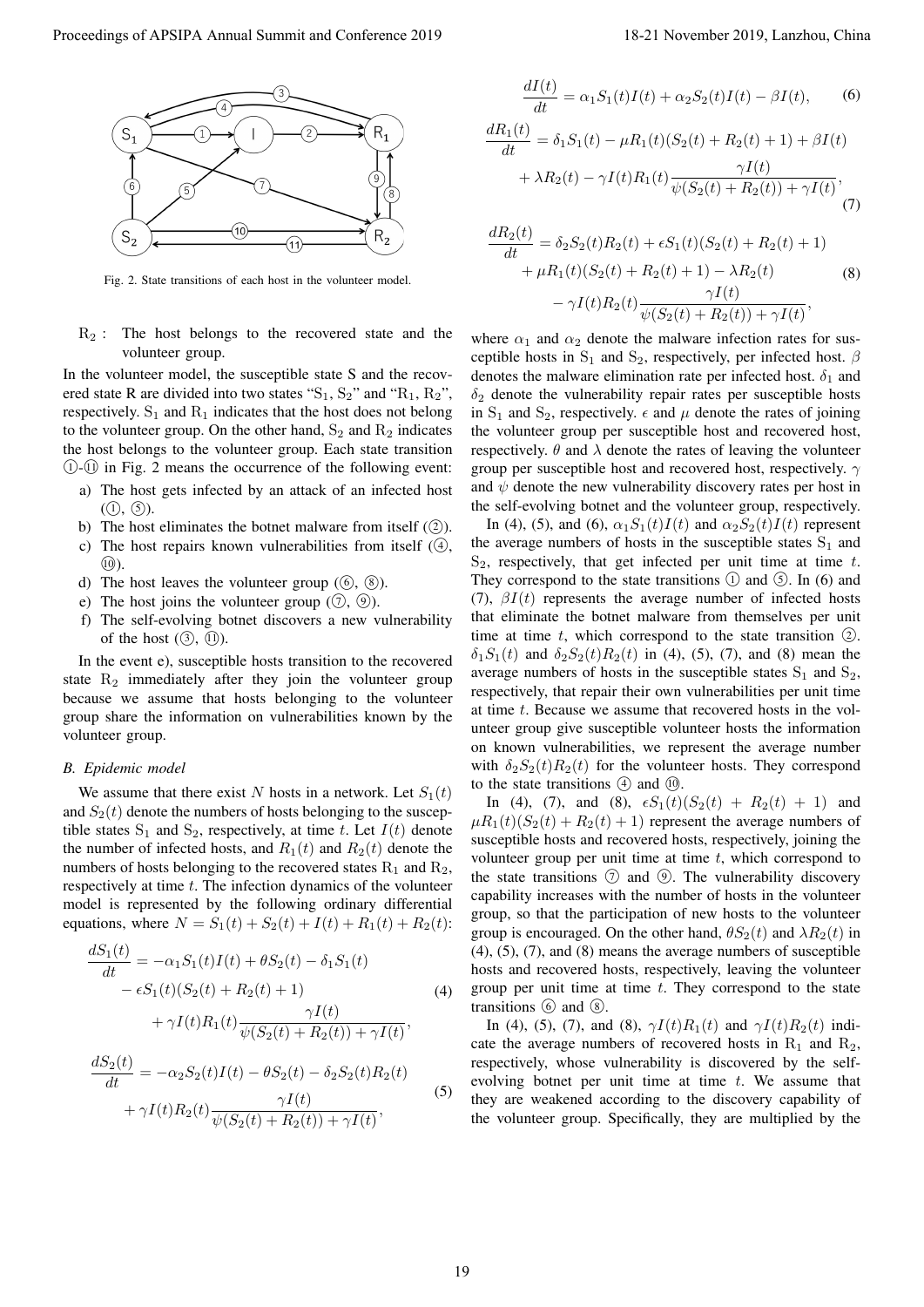Fig. 2. State transitions of each host in the volunteer model.

$R_2$ : The host belongs to the recovered state and the volunteer group.

In the volunteer model, the susceptible state S and the recovered state R are divided into two states "$S_1$, $S_2$" and "$R_1$, $R_2$", respectively. $S_1$ and $R_1$ indicates that the host does not belong to the volunteer group. On the other hand, $S_2$ and $R_2$ indicates the host belongs to the volunteer group. Each state transition ①-⑪ in Fig. 2 means the occurrence of the following event:

a) The host gets infected by an attack of an infected host (①, ⑤).
b) The host eliminates the botnet malware from itself (②).
c) The host repairs known vulnerabilities from itself (④, ⑩).
d) The host leaves the volunteer group (⑥, ⑧).
e) The host joins the volunteer group (⑦, ⑨).
f) The self-evolving botnet discovers a new vulnerability of the host (③, ⑪).

In the event e), susceptible hosts transition to the recovered state $R_2$ immediately after they join the volunteer group because we assume that hosts belonging to the volunteer group share the information on vulnerabilities known by the volunteer group.

### B. Epidemic model

We assume that there exist $N$ hosts in a network. Let $S_1(t)$ and $S_2(t)$ denote the numbers of hosts belonging to the susceptible states $S_1$ and $S_2$, respectively, at time $t$. Let $I(t)$ denote the number of infected hosts, and $R_1(t)$ and $R_2(t)$ denote the numbers of hosts belonging to the recovered states $R_1$ and $R_2$, respectively at time $t$. The infection dynamics of the volunteer model is represented by the following ordinary differential equations, where $N = S_1(t) + S_2(t) + I(t) + R_1(t) + R_2(t)$:

$$\frac{dS_1(t)}{dt} = -\alpha_1 S_1(t)I(t) + \theta S_2(t) - \delta_1 S_1(t) - \epsilon S_1(t)(S_2(t) + R_2(t) + 1) + \gamma I(t)R_1(t)\frac{\gamma I(t)}{\psi(S_2(t) + R_2(t)) + \gamma I(t)}, \tag{4}$$

$$\frac{dS_2(t)}{dt} = -\alpha_2 S_2(t)I(t) - \theta S_2(t) - \delta_2 S_2(t)R_2(t) + \gamma I(t)R_2(t)\frac{\gamma I(t)}{\psi(S_2(t) + R_2(t)) + \gamma I(t)}, \tag{5}$$

$$\frac{dI(t)}{dt} = \alpha_1 S_1(t)I(t) + \alpha_2 S_2(t)I(t) - \beta I(t), \tag{6}$$

$$\frac{dR_1(t)}{dt} = \delta_1 S_1(t) - \mu R_1(t)(S_2(t) + R_2(t) + 1) + \beta I(t) + \lambda R_2(t) - \gamma I(t)R_1(t)\frac{\gamma I(t)}{\psi(S_2(t) + R_2(t)) + \gamma I(t)}, \tag{7}$$

$$\frac{dR_2(t)}{dt} = \delta_2 S_2(t)R_2(t) + \epsilon S_1(t)(S_2(t) + R_2(t) + 1) + \mu R_1(t)(S_2(t) + R_2(t) + 1) - \lambda R_2(t) - \gamma I(t)R_2(t)\frac{\gamma I(t)}{\psi(S_2(t) + R_2(t)) + \gamma I(t)}, \tag{8}$$

where $\alpha_1$ and $\alpha_2$ denote the malware infection rates for susceptible hosts in $S_1$ and $S_2$, respectively, per infected host. $\beta$ denotes the malware elimination rate per infected host. $\delta_1$ and $\delta_2$ denote the vulnerability repair rates per susceptible hosts in $S_1$ and $S_2$, respectively. $\epsilon$ and $\mu$ denote the rates of joining the volunteer group per susceptible host and recovered host, respectively. $\theta$ and $\lambda$ denote the rates of leaving the volunteer group per susceptible host and recovered host, respectively. $\gamma$ and $\psi$ denote the new vulnerability discovery rates per host in the self-evolving botnet and the volunteer group, respectively.

In (4), (5), and (6), $\alpha_1 S_1(t)I(t)$ and $\alpha_2 S_2(t)I(t)$ represent the average numbers of hosts in the susceptible states $S_1$ and $S_2$, respectively, that get infected per unit time at time $t$. They correspond to the state transitions ① and ⑤. In (6) and (7), $\beta I(t)$ represents the average number of infected hosts that eliminate the botnet malware from themselves per unit time at time $t$, which correspond to the state transition ②. $\delta_1 S_1(t)$ and $\delta_2 S_2(t)R_2(t)$ in (4), (5), (7), and (8) mean the average numbers of hosts in the susceptible states $S_1$ and $S_2$, respectively, that repair their own vulnerabilities per unit time at time $t$. Because we assume that recovered hosts in the volunteer group give susceptible volunteer hosts the information on known vulnerabilities, we represent the average number with $\delta_2 S_2(t)R_2(t)$ for the volunteer hosts. They correspond to the state transitions ④ and ⑩.

In (4), (7), and (8), $\epsilon S_1(t)(S_2(t) + R_2(t) + 1)$ and $\mu R_1(t)(S_2(t) + R_2(t) + 1)$ represent the average numbers of susceptible hosts and recovered hosts, respectively, joining the volunteer group per unit time at time $t$, which correspond to the state transitions ⑦ and ⑨. The vulnerability discovery capability increases with the number of hosts in the volunteer group, so that the participation of new hosts to the volunteer group is encouraged. On the other hand, $\theta S_2(t)$ and $\lambda R_2(t)$ in (4), (5), (7), and (8) means the average numbers of susceptible hosts and recovered hosts, respectively, leaving the volunteer group per unit time at time $t$. They correspond to the state transitions ⑥ and ⑧.

In (4), (5), (7), and (8), $\gamma I(t)R_1(t)$ and $\gamma I(t)R_2(t)$ indicate the average numbers of recovered hosts in $R_1$ and $R_2$, respectively, whose vulnerability is discovered by the self-evolving botnet per unit time at time $t$. We assume that they are weakened according to the discovery capability of the volunteer group. Specifically, they are multiplied by the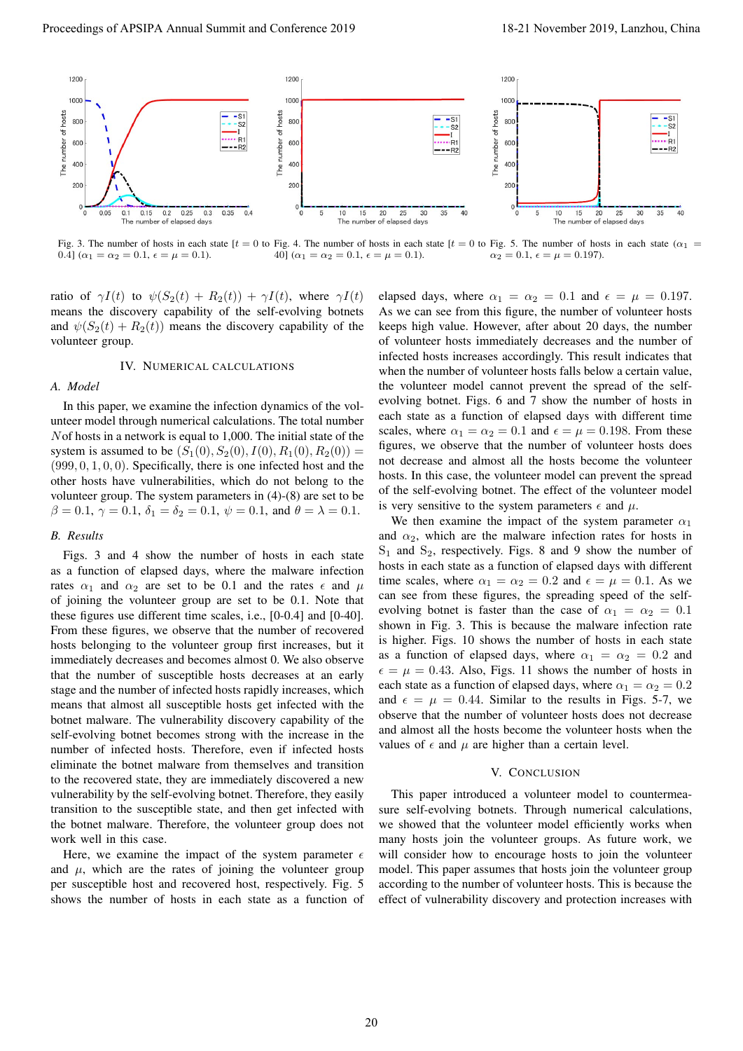Fig. 3. The number of hosts in each state [$t = 0$ to 0.4] ($\alpha_1 = \alpha_2 = 0.1$, $\epsilon = \mu = 0.1$).

Fig. 4. The number of hosts in each state [$t = 0$ to 40] ($\alpha_1 = \alpha_2 = 0.1$, $\epsilon = \mu = 0.1$).

Fig. 5. The number of hosts in each state ($\alpha_1 = \alpha_2 = 0.1$, $\epsilon = \mu = 0.197$).

ratio of $\gamma I(t)$ to $\psi(S_2(t) + R_2(t)) + \gamma I(t)$, where $\gamma I(t)$ means the discovery capability of the self-evolving botnets and $\psi(S_2(t) + R_2(t))$ means the discovery capability of the volunteer group.

## IV. Numerical Calculations

### A. Model

In this paper, we examine the infection dynamics of the volunteer model through numerical calculations. The total number $N$of hosts in a network is equal to 1,000. The initial state of the system is assumed to be $(S_1(0), S_2(0), I(0), R_1(0), R_2(0)) = (999, 0, 1, 0, 0)$. Specifically, there is one infected host and the other hosts have vulnerabilities, which do not belong to the volunteer group. The system parameters in (4)-(8) are set to be $\beta = 0.1$, $\gamma = 0.1$, $\delta_1 = \delta_2 = 0.1$, $\psi = 0.1$, and $\theta = \lambda = 0.1$.

### B. Results

Figs. 3 and 4 show the number of hosts in each state as a function of elapsed days, where the malware infection rates $\alpha_1$ and $\alpha_2$ are set to be 0.1 and the rates $\epsilon$ and $\mu$ of joining the volunteer group are set to be 0.1. Note that these figures use different time scales, i.e., [0-0.4] and [0-40]. From these figures, we observe that the number of recovered hosts belonging to the volunteer group first increases, but it immediately decreases and becomes almost 0. We also observe that the number of susceptible hosts decreases at an early stage and the number of infected hosts rapidly increases, which means that almost all susceptible hosts get infected with the botnet malware. The vulnerability discovery capability of the self-evolving botnet becomes strong with the increase in the number of infected hosts. Therefore, even if infected hosts eliminate the botnet malware from themselves and transition to the recovered state, they are immediately discovered a new vulnerability by the self-evolving botnet. Therefore, they easily transition to the susceptible state, and then get infected with the botnet malware. Therefore, the volunteer group does not work well in this case.

Here, we examine the impact of the system parameter $\epsilon$ and $\mu$, which are the rates of joining the volunteer group per susceptible host and recovered host, respectively. Fig. 5 shows the number of hosts in each state as a function of elapsed days, where $\alpha_1 = \alpha_2 = 0.1$ and $\epsilon = \mu = 0.197$. As we can see from this figure, the number of volunteer hosts keeps high value. However, after about 20 days, the number of volunteer hosts immediately decreases and the number of infected hosts increases accordingly. This result indicates that when the number of volunteer hosts falls below a certain value, the volunteer model cannot prevent the spread of the self-evolving botnet. Figs. 6 and 7 show the number of hosts in each state as a function of elapsed days with different time scales, where $\alpha_1 = \alpha_2 = 0.1$ and $\epsilon = \mu = 0.198$. From these figures, we observe that the number of volunteer hosts does not decrease and almost all the hosts become the volunteer hosts. In this case, the volunteer model can prevent the spread of the self-evolving botnet. The effect of the volunteer model is very sensitive to the system parameters $\epsilon$ and $\mu$.

We then examine the impact of the system parameter $\alpha_1$ and $\alpha_2$, which are the malware infection rates for hosts in $S_1$ and $S_2$, respectively. Figs. 8 and 9 show the number of hosts in each state as a function of elapsed days with different time scales, where $\alpha_1 = \alpha_2 = 0.2$ and $\epsilon = \mu = 0.1$. As we can see from these figures, the spreading speed of the self-evolving botnet is faster than the case of $\alpha_1 = \alpha_2 = 0.1$ shown in Fig. 3. This is because the malware infection rate is higher. Figs. 10 shows the number of hosts in each state as a function of elapsed days, where $\alpha_1 = \alpha_2 = 0.2$ and $\epsilon = \mu = 0.43$. Also, Figs. 11 shows the number of hosts in each state as a function of elapsed days, where $\alpha_1 = \alpha_2 = 0.2$ and $\epsilon = \mu = 0.44$. Similar to the results in Figs. 5-7, we observe that the number of volunteer hosts does not decrease and almost all the hosts become the volunteer hosts when the values of $\epsilon$ and $\mu$ are higher than a certain level.

## V. Conclusion

This paper introduced a volunteer model to countermeasure self-evolving botnets. Through numerical calculations, we showed that the volunteer model efficiently works when many hosts join the volunteer groups. As future work, we will consider how to encourage hosts to join the volunteer model. This paper assumes that hosts join the volunteer group according to the number of volunteer hosts. This is because the effect of vulnerability discovery and protection increases with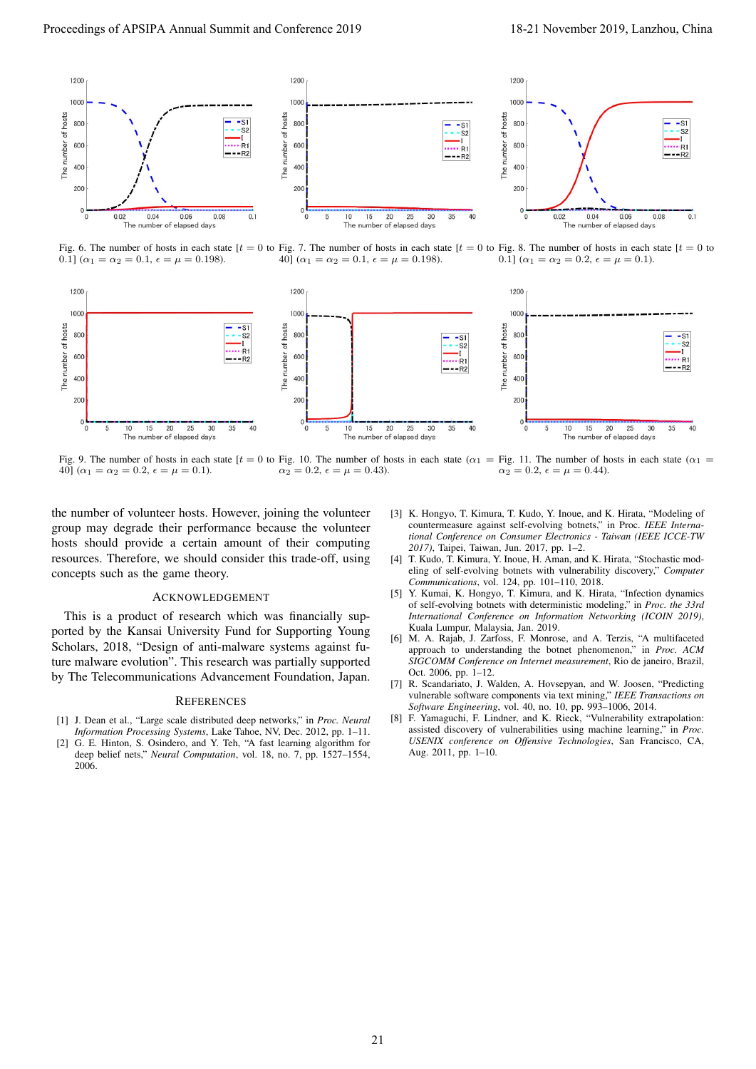1200
1000
800
600
400
200
0
0 0.02 0.04 0.06 0.08 0.1
The number of hosts
The number of elapsed days
S1
S2
I
R1
R2

Fig. 6. The number of hosts in each state [$t = 0$ to $0.1$] ($\alpha_1 = \alpha_2 = 0.1$, $\epsilon = \mu = 0.198$).

1200
1000
800
600
400
200
0
0 5 10 15 20 25 30 35 40
The number of hosts
The number of elapsed days
S1
S2
I
R1
R2

Fig. 7. The number of hosts in each state [$t = 0$ to $40$] ($\alpha_1 = \alpha_2 = 0.1$, $\epsilon = \mu = 0.198$).

1200
1000
800
600
400
200
0
0 0.02 0.04 0.06 0.08 0.1
The number of hosts
The number of elapsed days
S1
S2
I
R1
R2

Fig. 8. The number of hosts in each state [$t = 0$ to $0.1$] ($\alpha_1 = \alpha_2 = 0.2$, $\epsilon = \mu = 0.1$).

1200
1000
800
600
400
200
0
0 5 10 15 20 25 30 35 40
The number of hosts
The number of elapsed days
S1
S2
I
R1
R2

Fig. 9. The number of hosts in each state [$t = 0$ to $40$] ($\alpha_1 = \alpha_2 = 0.2$, $\epsilon = \mu = 0.1$).

1200
1000
800
600
400
200
0
0 5 10 15 20 25 30 35 40
The number of hosts
The number of elapsed days
S1
S2
I
R1
R2

Fig. 10. The number of hosts in each state ($\alpha_1 = \alpha_2 = 0.2$, $\epsilon = \mu = 0.43$).

1200
1000
800
600
400
200
0
0 5 10 15 20 25 30 35 40
The number of hosts
The number of elapsed days
S1
S2
I
R1
R2

Fig. 11. The number of hosts in each state ($\alpha_1 = \alpha_2 = 0.2$, $\epsilon = \mu = 0.44$).

the number of volunteer hosts. However, joining the volunteer group may degrade their performance because the volunteer hosts should provide a certain amount of their computing resources. Therefore, we should consider this trade-off, using concepts such as the game theory.

## Acknowledgement

This is a product of research which was financially supported by the Kansai University Fund for Supporting Young Scholars, 2018, "Design of anti-malware systems against future malware evolution". This research was partially supported by The Telecommunications Advancement Foundation, Japan.

## References

[1] J. Dean et al., "Large scale distributed deep networks," in *Proc. Neural Information Processing Systems*, Lake Tahoe, NV, Dec. 2012, pp. 1–11.

[2] G. E. Hinton, S. Osindero, and Y. Teh, "A fast learning algorithm for deep belief nets," *Neural Computation*, vol. 18, no. 7, pp. 1527–1554, 2006.

[3] K. Hongyo, T. Kimura, T. Kudo, Y. Inoue, and K. Hirata, "Modeling of countermeasure against self-evolving botnets," in Proc. *IEEE International Conference on Consumer Electronics - Taiwan (IEEE ICCE-TW 2017)*, Taipei, Taiwan, Jun. 2017, pp. 1–2.

[4] T. Kudo, T. Kimura, Y. Inoue, H. Aman, and K. Hirata, "Stochastic modeling of self-evolving botnets with vulnerability discovery," *Computer Communications*, vol. 124, pp. 101–110, 2018.

[5] Y. Kumai, K. Hongyo, T. Kimura, and K. Hirata, "Infection dynamics of self-evolving botnets with deterministic modeling," in *Proc. the 33rd International Conference on Information Networking (ICOIN 2019)*, Kuala Lumpur, Malaysia, Jan. 2019.

[6] M. A. Rajab, J. Zarfoss, F. Monrose, and A. Terzis, "A multifaceted approach to understanding the botnet phenomenon," in *Proc. ACM SIGCOMM Conference on Internet measurement*, Rio de janeiro, Brazil, Oct. 2006, pp. 1–12.

[7] R. Scandariato, J. Walden, A. Hovsepyan, and W. Joosen, "Predicting vulnerable software components via text mining," *IEEE Transactions on Software Engineering*, vol. 40, no. 10, pp. 993–1006, 2014.

[8] F. Yamaguchi, F. Lindner, and K. Rieck, "Vulnerability extrapolation: assisted discovery of vulnerabilities using machine learning," in *Proc. USENIX conference on Offensive Technologies*, San Francisco, CA, Aug. 2011, pp. 1–10.